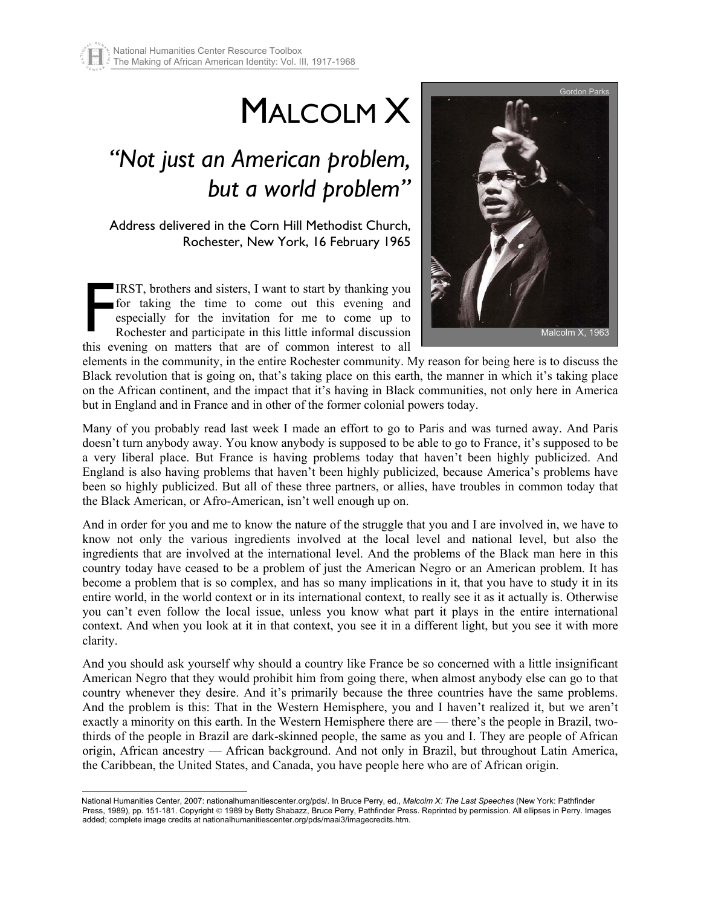# MALCOLM X

## *"Not just an American problem, but a world problem"*

Address delivered in the Corn Hill Methodist Church, Rochester, New York, 16 February 1965

Gordon Parks

Malcolm X, 1963

FIRST, brothers and sisters, I want to start by thanking you for taking the time to come out this evening and especially for the invitation for me to come up to Rochester and participate in this little informal discussion this evening on matters that are of common interest to all elements in the community, in the entire Rochester community. My reason for being here is to discuss the Black revolution that is going on, that's taking place on this earth, the manner in which it's taking place on the African continent, and the impact that it's having in Black communities, not only here in America but in England and in France and in other of the former colonial powers today.

Many of you probably read last week I made an effort to go to Paris and was turned away. And Paris doesn't turn anybody away. You know anybody is supposed to be able to go to France, it's supposed to be a very liberal place. But France is having problems today that haven't been highly publicized. And England is also having problems that haven't been highly publicized, because America's problems have been so highly publicized. But all of these three partners, or allies, have troubles in common today that the Black American, or Afro-American, isn't well enough up on.

And in order for you and me to know the nature of the struggle that you and I are involved in, we have to know not only the various ingredients involved at the local level and national level, but also the ingredients that are involved at the international level. And the problems of the Black man here in this country today have ceased to be a problem of just the American Negro or an American problem. It has become a problem that is so complex, and has so many implications in it, that you have to study it in its entire world, in the world context or in its international context, to really see it as it actually is. Otherwise you can't even follow the local issue, unless you know what part it plays in the entire international context. And when you look at it in that context, you see it in a different light, but you see it with more clarity.

And you should ask yourself why should a country like France be so concerned with a little insignificant American Negro that they would prohibit him from going there, when almost anybody else can go to that country whenever they desire. And it's primarily because the three countries have the same problems. And the problem is this: That in the Western Hemisphere, you and I haven't realized it, but we aren't exactly a minority on this earth. In the Western Hemisphere there are — there's the people in Brazil, two-thirds of the people in Brazil are dark-skinned people, the same as you and I. They are people of African origin, African ancestry — African background. And not only in Brazil, but throughout Latin America, the Caribbean, the United States, and Canada, you have people here who are of African origin.

---

National Humanities Center, 2007: nationalhumanitiescenter.org/pds/. In Bruce Perry, ed., *Malcolm X: The Last Speeches* (New York: Pathfinder Press, 1989), pp. 151-181. Copyright © 1989 by Betty Shabazz, Bruce Perry, Pathfinder Press. Reprinted by permission. All ellipses in Perry. Images added; complete image credits at nationalhumanitiescenter.org/pds/maai3/imagecredits.htm.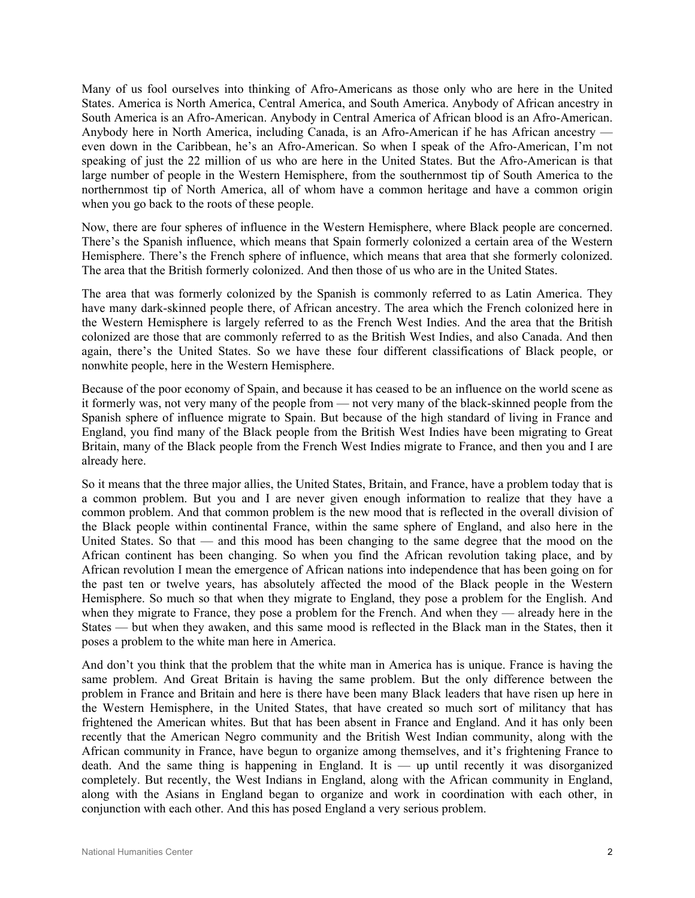Many of us fool ourselves into thinking of Afro-Americans as those only who are here in the United States. America is North America, Central America, and South America. Anybody of African ancestry in South America is an Afro-American. Anybody in Central America of African blood is an Afro-American. Anybody here in North America, including Canada, is an Afro-American if he has African ancestry — even down in the Caribbean, he's an Afro-American. So when I speak of the Afro-American, I'm not speaking of just the 22 million of us who are here in the United States. But the Afro-American is that large number of people in the Western Hemisphere, from the southernmost tip of South America to the northernmost tip of North America, all of whom have a common heritage and have a common origin when you go back to the roots of these people.

Now, there are four spheres of influence in the Western Hemisphere, where Black people are concerned. There's the Spanish influence, which means that Spain formerly colonized a certain area of the Western Hemisphere. There's the French sphere of influence, which means that area that she formerly colonized. The area that the British formerly colonized. And then those of us who are in the United States.

The area that was formerly colonized by the Spanish is commonly referred to as Latin America. They have many dark-skinned people there, of African ancestry. The area which the French colonized here in the Western Hemisphere is largely referred to as the French West Indies. And the area that the British colonized are those that are commonly referred to as the British West Indies, and also Canada. And then again, there's the United States. So we have these four different classifications of Black people, or nonwhite people, here in the Western Hemisphere.

Because of the poor economy of Spain, and because it has ceased to be an influence on the world scene as it formerly was, not very many of the people from — not very many of the black-skinned people from the Spanish sphere of influence migrate to Spain. But because of the high standard of living in France and England, you find many of the Black people from the British West Indies have been migrating to Great Britain, many of the Black people from the French West Indies migrate to France, and then you and I are already here.

So it means that the three major allies, the United States, Britain, and France, have a problem today that is a common problem. But you and I are never given enough information to realize that they have a common problem. And that common problem is the new mood that is reflected in the overall division of the Black people within continental France, within the same sphere of England, and also here in the United States. So that — and this mood has been changing to the same degree that the mood on the African continent has been changing. So when you find the African revolution taking place, and by African revolution I mean the emergence of African nations into independence that has been going on for the past ten or twelve years, has absolutely affected the mood of the Black people in the Western Hemisphere. So much so that when they migrate to England, they pose a problem for the English. And when they migrate to France, they pose a problem for the French. And when they — already here in the States — but when they awaken, and this same mood is reflected in the Black man in the States, then it poses a problem to the white man here in America.

And don't you think that the problem that the white man in America has is unique. France is having the same problem. And Great Britain is having the same problem. But the only difference between the problem in France and Britain and here is there have been many Black leaders that have risen up here in the Western Hemisphere, in the United States, that have created so much sort of militancy that has frightened the American whites. But that has been absent in France and England. And it has only been recently that the American Negro community and the British West Indian community, along with the African community in France, have begun to organize among themselves, and it's frightening France to death. And the same thing is happening in England. It is — up until recently it was disorganized completely. But recently, the West Indians in England, along with the African community in England, along with the Asians in England began to organize and work in coordination with each other, in conjunction with each other. And this has posed England a very serious problem.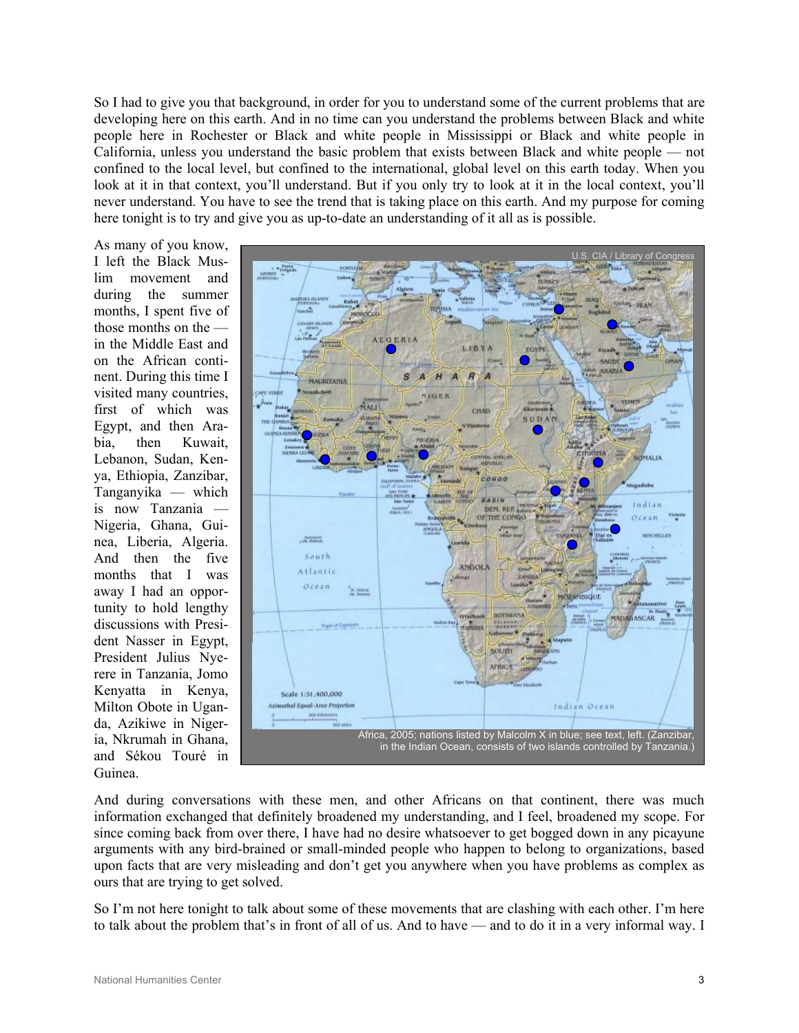So I had to give you that background, in order for you to understand some of the current problems that are developing here on this earth. And in no time can you understand the problems between Black and white people here in Rochester or Black and white people in Mississippi or Black and white people in California, unless you understand the basic problem that exists between Black and white people — not confined to the local level, but confined to the international, global level on this earth today. When you look at it in that context, you'll understand. But if you only try to look at it in the local context, you'll never understand. You have to see the trend that is taking place on this earth. And my purpose for coming here tonight is to try and give you as up-to-date an understanding of it all as is possible.

As many of you know, I left the Black Muslim movement and during the summer months, I spent five of those months on the — in the Middle East and on the African continent. During this time I visited many countries, first of which was Egypt, and then Arabia, then Kuwait, Lebanon, Sudan, Kenya, Ethiopia, Zanzibar, Tanganyika — which is now Tanzania — Nigeria, Ghana, Guinea, Liberia, Algeria. And then the five months that I was away I had an opportunity to hold lengthy discussions with President Nasser in Egypt, President Julius Nyerere in Tanzania, Jomo Kenyatta in Kenya, Milton Obote in Uganda, Azikiwe in Nigeria, Nkrumah in Ghana, and Sékou Touré in Guinea.

U.S. CIA / Library of Congress

Africa, 2005; nations listed by Malcolm X in blue; see text, left. (Zanzibar, in the Indian Ocean, consists of two islands controlled by Tanzania.)

And during conversations with these men, and other Africans on that continent, there was much information exchanged that definitely broadened my understanding, and I feel, broadened my scope. For since coming back from over there, I have had no desire whatsoever to get bogged down in any picayune arguments with any bird-brained or small-minded people who happen to belong to organizations, based upon facts that are very misleading and don't get you anywhere when you have problems as complex as ours that are trying to get solved.

So I'm not here tonight to talk about some of these movements that are clashing with each other. I'm here to talk about the problem that's in front of all of us. And to have — and to do it in a very informal way. I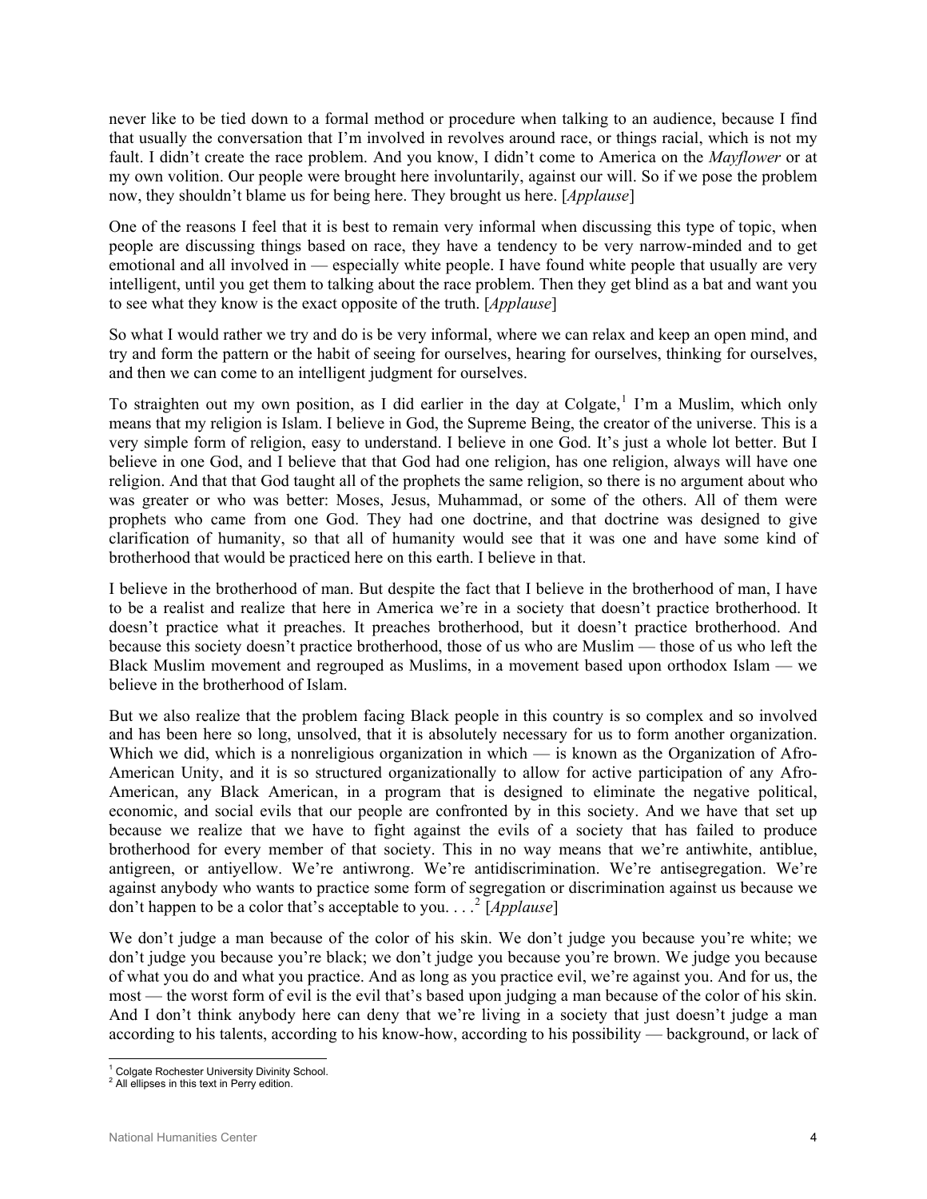never like to be tied down to a formal method or procedure when talking to an audience, because I find that usually the conversation that I'm involved in revolves around race, or things racial, which is not my fault. I didn't create the race problem. And you know, I didn't come to America on the *Mayflower* or at my own volition. Our people were brought here involuntarily, against our will. So if we pose the problem now, they shouldn't blame us for being here. They brought us here. [*Applause*]

One of the reasons I feel that it is best to remain very informal when discussing this type of topic, when people are discussing things based on race, they have a tendency to be very narrow-minded and to get emotional and all involved in — especially white people. I have found white people that usually are very intelligent, until you get them to talking about the race problem. Then they get blind as a bat and want you to see what they know is the exact opposite of the truth. [*Applause*]

So what I would rather we try and do is be very informal, where we can relax and keep an open mind, and try and form the pattern or the habit of seeing for ourselves, hearing for ourselves, thinking for ourselves, and then we can come to an intelligent judgment for ourselves.

To straighten out my own position, as I did earlier in the day at Colgate,[1] I'm a Muslim, which only means that my religion is Islam. I believe in God, the Supreme Being, the creator of the universe. This is a very simple form of religion, easy to understand. I believe in one God. It's just a whole lot better. But I believe in one God, and I believe that that God had one religion, has one religion, always will have one religion. And that that God taught all of the prophets the same religion, so there is no argument about who was greater or who was better: Moses, Jesus, Muhammad, or some of the others. All of them were prophets who came from one God. They had one doctrine, and that doctrine was designed to give clarification of humanity, so that all of humanity would see that it was one and have some kind of brotherhood that would be practiced here on this earth. I believe in that.

I believe in the brotherhood of man. But despite the fact that I believe in the brotherhood of man, I have to be a realist and realize that here in America we're in a society that doesn't practice brotherhood. It doesn't practice what it preaches. It preaches brotherhood, but it doesn't practice brotherhood. And because this society doesn't practice brotherhood, those of us who are Muslim — those of us who left the Black Muslim movement and regrouped as Muslims, in a movement based upon orthodox Islam — we believe in the brotherhood of Islam.

But we also realize that the problem facing Black people in this country is so complex and so involved and has been here so long, unsolved, that it is absolutely necessary for us to form another organization. Which we did, which is a nonreligious organization in which — is known as the Organization of Afro-American Unity, and it is so structured organizationally to allow for active participation of any Afro-American, any Black American, in a program that is designed to eliminate the negative political, economic, and social evils that our people are confronted by in this society. And we have that set up because we realize that we have to fight against the evils of a society that has failed to produce brotherhood for every member of that society. This in no way means that we're antiwhite, antiblue, antigreen, or antiyellow. We're antiwrong. We're antidiscrimination. We're antisegregation. We're against anybody who wants to practice some form of segregation or discrimination against us because we don't happen to be a color that's acceptable to you. . . .[2] [*Applause*]

We don't judge a man because of the color of his skin. We don't judge you because you're white; we don't judge you because you're black; we don't judge you because you're brown. We judge you because of what you do and what you practice. And as long as you practice evil, we're against you. And for us, the most — the worst form of evil is the evil that's based upon judging a man because of the color of his skin. And I don't think anybody here can deny that we're living in a society that just doesn't judge a man according to his talents, according to his know-how, according to his possibility — background, or lack of

[1] Colgate Rochester University Divinity School.
[2] All ellipses in this text in Perry edition.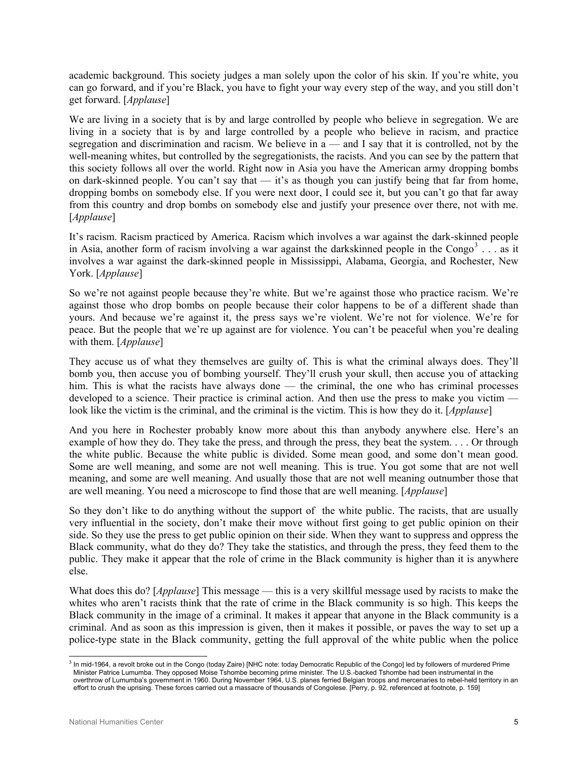academic background. This society judges a man solely upon the color of his skin. If you're white, you can go forward, and if you're Black, you have to fight your way every step of the way, and you still don't get forward. [*Applause*]

We are living in a society that is by and large controlled by people who believe in segregation. We are living in a society that is by and large controlled by a people who believe in racism, and practice segregation and discrimination and racism. We believe in a — and I say that it is controlled, not by the well-meaning whites, but controlled by the segregationists, the racists. And you can see by the pattern that this society follows all over the world. Right now in Asia you have the American army dropping bombs on dark-skinned people. You can't say that — it's as though you can justify being that far from home, dropping bombs on somebody else. If you were next door, I could see it, but you can't go that far away from this country and drop bombs on somebody else and justify your presence over there, not with me. [*Applause*]

It's racism. Racism practiced by America. Racism which involves a war against the dark-skinned people in Asia, another form of racism involving a war against the darkskinned people in the Congo[3] . . . as it involves a war against the dark-skinned people in Mississippi, Alabama, Georgia, and Rochester, New York. [*Applause*]

So we're not against people because they're white. But we're against those who practice racism. We're against those who drop bombs on people because their color happens to be of a different shade than yours. And because we're against it, the press says we're violent. We're not for violence. We're for peace. But the people that we're up against are for violence. You can't be peaceful when you're dealing with them. [*Applause*]

They accuse us of what they themselves are guilty of. This is what the criminal always does. They'll bomb you, then accuse you of bombing yourself. They'll crush your skull, then accuse you of attacking him. This is what the racists have always done — the criminal, the one who has criminal processes developed to a science. Their practice is criminal action. And then use the press to make you victim — look like the victim is the criminal, and the criminal is the victim. This is how they do it. [*Applause*]

And you here in Rochester probably know more about this than anybody anywhere else. Here's an example of how they do. They take the press, and through the press, they beat the system. . . . Or through the white public. Because the white public is divided. Some mean good, and some don't mean good. Some are well meaning, and some are not well meaning. This is true. You got some that are not well meaning, and some are well meaning. And usually those that are not well meaning outnumber those that are well meaning. You need a microscope to find those that are well meaning. [*Applause*]

So they don't like to do anything without the support of the white public. The racists, that are usually very influential in the society, don't make their move without first going to get public opinion on their side. So they use the press to get public opinion on their side. When they want to suppress and oppress the Black community, what do they do? They take the statistics, and through the press, they feed them to the public. They make it appear that the role of crime in the Black community is higher than it is anywhere else.

What does this do? [*Applause*] This message — this is a very skillful message used by racists to make the whites who aren't racists think that the rate of crime in the Black community is so high. This keeps the Black community in the image of a criminal. It makes it appear that anyone in the Black community is a criminal. And as soon as this impression is given, then it makes it possible, or paves the way to set up a police-type state in the Black community, getting the full approval of the white public when the police

---

[3] In mid-1964, a revolt broke out in the Congo (today Zaire) [NHC note: today Democratic Republic of the Congo] led by followers of murdered Prime Minister Patrice Lumumba. They opposed Moise Tshombe becoming prime minister. The U.S.-backed Tshombe had been instrumental in the overthrow of Lumumba's government in 1960. During November 1964, U.S. planes ferried Belgian troops and mercenaries to rebel-held territory in an effort to crush the uprising. These forces carried out a massacre of thousands of Congolese. [Perry, p. 92, referenced at footnote, p. 159]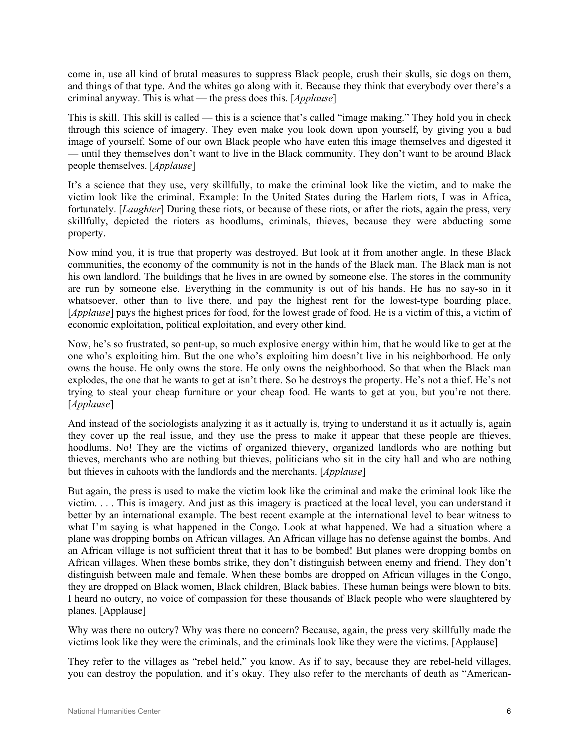come in, use all kind of brutal measures to suppress Black people, crush their skulls, sic dogs on them, and things of that type. And the whites go along with it. Because they think that everybody over there's a criminal anyway. This is what — the press does this. [*Applause*]

This is skill. This skill is called — this is a science that's called "image making." They hold you in check through this science of imagery. They even make you look down upon yourself, by giving you a bad image of yourself. Some of our own Black people who have eaten this image themselves and digested it — until they themselves don't want to live in the Black community. They don't want to be around Black people themselves. [*Applause*]

It's a science that they use, very skillfully, to make the criminal look like the victim, and to make the victim look like the criminal. Example: In the United States during the Harlem riots, I was in Africa, fortunately. [*Laughter*] During these riots, or because of these riots, or after the riots, again the press, very skillfully, depicted the rioters as hoodlums, criminals, thieves, because they were abducting some property.

Now mind you, it is true that property was destroyed. But look at it from another angle. In these Black communities, the economy of the community is not in the hands of the Black man. The Black man is not his own landlord. The buildings that he lives in are owned by someone else. The stores in the community are run by someone else. Everything in the community is out of his hands. He has no say-so in it whatsoever, other than to live there, and pay the highest rent for the lowest-type boarding place, [*Applause*] pays the highest prices for food, for the lowest grade of food. He is a victim of this, a victim of economic exploitation, political exploitation, and every other kind.

Now, he's so frustrated, so pent-up, so much explosive energy within him, that he would like to get at the one who's exploiting him. But the one who's exploiting him doesn't live in his neighborhood. He only owns the house. He only owns the store. He only owns the neighborhood. So that when the Black man explodes, the one that he wants to get at isn't there. So he destroys the property. He's not a thief. He's not trying to steal your cheap furniture or your cheap food. He wants to get at you, but you're not there. [*Applause*]

And instead of the sociologists analyzing it as it actually is, trying to understand it as it actually is, again they cover up the real issue, and they use the press to make it appear that these people are thieves, hoodlums. No! They are the victims of organized thievery, organized landlords who are nothing but thieves, merchants who are nothing but thieves, politicians who sit in the city hall and who are nothing but thieves in cahoots with the landlords and the merchants. [*Applause*]

But again, the press is used to make the victim look like the criminal and make the criminal look like the victim. . . . This is imagery. And just as this imagery is practiced at the local level, you can understand it better by an international example. The best recent example at the international level to bear witness to what I'm saying is what happened in the Congo. Look at what happened. We had a situation where a plane was dropping bombs on African villages. An African village has no defense against the bombs. And an African village is not sufficient threat that it has to be bombed! But planes were dropping bombs on African villages. When these bombs strike, they don't distinguish between enemy and friend. They don't distinguish between male and female. When these bombs are dropped on African villages in the Congo, they are dropped on Black women, Black children, Black babies. These human beings were blown to bits. I heard no outcry, no voice of compassion for these thousands of Black people who were slaughtered by planes. [Applause]

Why was there no outcry? Why was there no concern? Because, again, the press very skillfully made the victims look like they were the criminals, and the criminals look like they were the victims. [Applause]

They refer to the villages as "rebel held," you know. As if to say, because they are rebel-held villages, you can destroy the population, and it's okay. They also refer to the merchants of death as "American-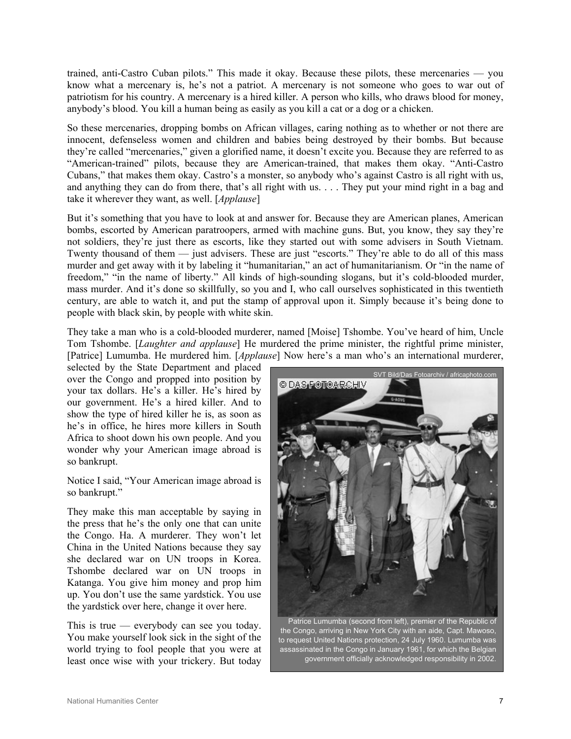trained, anti-Castro Cuban pilots." This made it okay. Because these pilots, these mercenaries — you know what a mercenary is, he's not a patriot. A mercenary is not someone who goes to war out of patriotism for his country. A mercenary is a hired killer. A person who kills, who draws blood for money, anybody's blood. You kill a human being as easily as you kill a cat or a dog or a chicken.

So these mercenaries, dropping bombs on African villages, caring nothing as to whether or not there are innocent, defenseless women and children and babies being destroyed by their bombs. But because they're called "mercenaries," given a glorified name, it doesn't excite you. Because they are referred to as "American-trained" pilots, because they are American-trained, that makes them okay. "Anti-Castro Cubans," that makes them okay. Castro's a monster, so anybody who's against Castro is all right with us, and anything they can do from there, that's all right with us. . . . They put your mind right in a bag and take it wherever they want, as well. [*Applause*]

But it's something that you have to look at and answer for. Because they are American planes, American bombs, escorted by American paratroopers, armed with machine guns. But, you know, they say they're not soldiers, they're just there as escorts, like they started out with some advisers in South Vietnam. Twenty thousand of them — just advisers. These are just "escorts." They're able to do all of this mass murder and get away with it by labeling it "humanitarian," an act of humanitarianism. Or "in the name of freedom," "in the name of liberty." All kinds of high-sounding slogans, but it's cold-blooded murder, mass murder. And it's done so skillfully, so you and I, who call ourselves sophisticated in this twentieth century, are able to watch it, and put the stamp of approval upon it. Simply because it's being done to people with black skin, by people with white skin.

They take a man who is a cold-blooded murderer, named [Moise] Tshombe. You've heard of him, Uncle Tom Tshombe. [*Laughter and applause*] He murdered the prime minister, the rightful prime minister, [Patrice] Lumumba. He murdered him. [*Applause*] Now here's a man who's an international murderer, selected by the State Department and placed over the Congo and propped into position by your tax dollars. He's a killer. He's hired by our government. He's a hired killer. And to show the type of hired killer he is, as soon as he's in office, he hires more killers in South Africa to shoot down his own people. And you wonder why your American image abroad is so bankrupt.

Notice I said, "Your American image abroad is so bankrupt."

They make this man acceptable by saying in the press that he's the only one that can unite the Congo. Ha. A murderer. They won't let China in the United Nations because they say she declared war on UN troops in Korea. Tshombe declared war on UN troops in Katanga. You give him money and prop him up. You don't use the same yardstick. You use the yardstick over here, change it over here.

This is true — everybody can see you today. You make yourself look sick in the sight of the world trying to fool people that you were at least once wise with your trickery. But today

SVT Bild/Das Fotoarchiv / africaphoto.com

Patrice Lumumba (second from left), premier of the Republic of the Congo, arriving in New York City with an aide, Capt. Mawoso, to request United Nations protection, 24 July 1960. Lumumba was assassinated in the Congo in January 1961, for which the Belgian government officially acknowledged responsibility in 2002.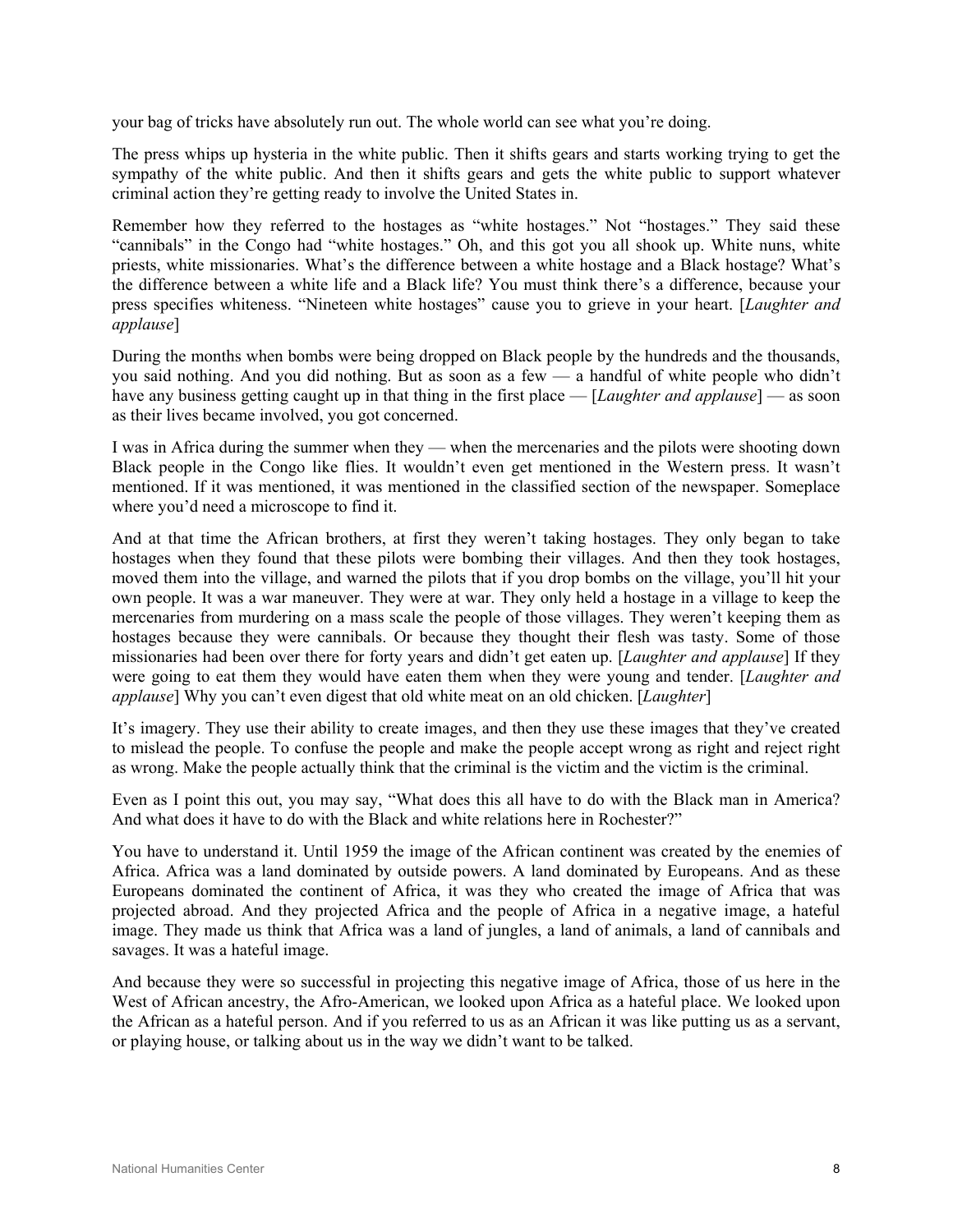your bag of tricks have absolutely run out. The whole world can see what you're doing.

The press whips up hysteria in the white public. Then it shifts gears and starts working trying to get the sympathy of the white public. And then it shifts gears and gets the white public to support whatever criminal action they're getting ready to involve the United States in.

Remember how they referred to the hostages as "white hostages." Not "hostages." They said these "cannibals" in the Congo had "white hostages." Oh, and this got you all shook up. White nuns, white priests, white missionaries. What's the difference between a white hostage and a Black hostage? What's the difference between a white life and a Black life? You must think there's a difference, because your press specifies whiteness. "Nineteen white hostages" cause you to grieve in your heart. [*Laughter and applause*]

During the months when bombs were being dropped on Black people by the hundreds and the thousands, you said nothing. And you did nothing. But as soon as a few — a handful of white people who didn't have any business getting caught up in that thing in the first place — [*Laughter and applause*] — as soon as their lives became involved, you got concerned.

I was in Africa during the summer when they — when the mercenaries and the pilots were shooting down Black people in the Congo like flies. It wouldn't even get mentioned in the Western press. It wasn't mentioned. If it was mentioned, it was mentioned in the classified section of the newspaper. Someplace where you'd need a microscope to find it.

And at that time the African brothers, at first they weren't taking hostages. They only began to take hostages when they found that these pilots were bombing their villages. And then they took hostages, moved them into the village, and warned the pilots that if you drop bombs on the village, you'll hit your own people. It was a war maneuver. They were at war. They only held a hostage in a village to keep the mercenaries from murdering on a mass scale the people of those villages. They weren't keeping them as hostages because they were cannibals. Or because they thought their flesh was tasty. Some of those missionaries had been over there for forty years and didn't get eaten up. [*Laughter and applause*] If they were going to eat them they would have eaten them when they were young and tender. [*Laughter and applause*] Why you can't even digest that old white meat on an old chicken. [*Laughter*]

It's imagery. They use their ability to create images, and then they use these images that they've created to mislead the people. To confuse the people and make the people accept wrong as right and reject right as wrong. Make the people actually think that the criminal is the victim and the victim is the criminal.

Even as I point this out, you may say, "What does this all have to do with the Black man in America? And what does it have to do with the Black and white relations here in Rochester?"

You have to understand it. Until 1959 the image of the African continent was created by the enemies of Africa. Africa was a land dominated by outside powers. A land dominated by Europeans. And as these Europeans dominated the continent of Africa, it was they who created the image of Africa that was projected abroad. And they projected Africa and the people of Africa in a negative image, a hateful image. They made us think that Africa was a land of jungles, a land of animals, a land of cannibals and savages. It was a hateful image.

And because they were so successful in projecting this negative image of Africa, those of us here in the West of African ancestry, the Afro-American, we looked upon Africa as a hateful place. We looked upon the African as a hateful person. And if you referred to us as an African it was like putting us as a servant, or playing house, or talking about us in the way we didn't want to be talked.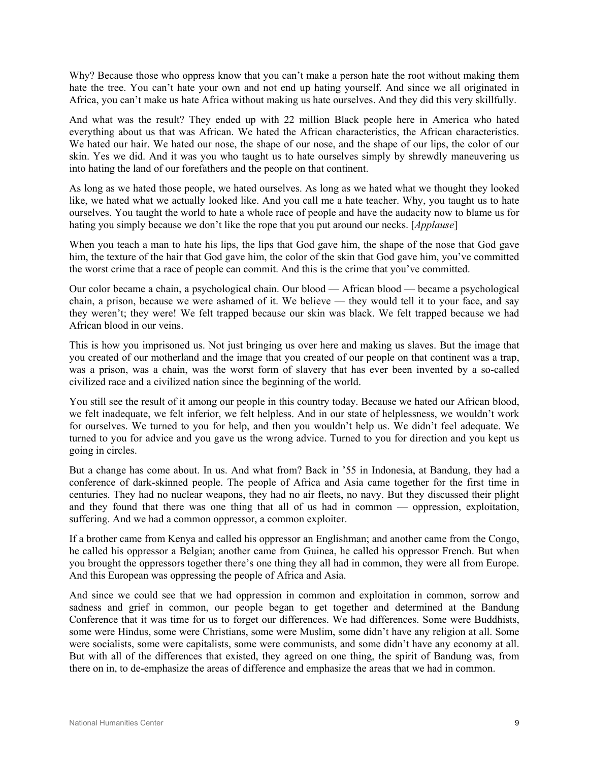Why? Because those who oppress know that you can't make a person hate the root without making them hate the tree. You can't hate your own and not end up hating yourself. And since we all originated in Africa, you can't make us hate Africa without making us hate ourselves. And they did this very skillfully.

And what was the result? They ended up with 22 million Black people here in America who hated everything about us that was African. We hated the African characteristics, the African characteristics. We hated our hair. We hated our nose, the shape of our nose, and the shape of our lips, the color of our skin. Yes we did. And it was you who taught us to hate ourselves simply by shrewdly maneuvering us into hating the land of our forefathers and the people on that continent.

As long as we hated those people, we hated ourselves. As long as we hated what we thought they looked like, we hated what we actually looked like. And you call me a hate teacher. Why, you taught us to hate ourselves. You taught the world to hate a whole race of people and have the audacity now to blame us for hating you simply because we don't like the rope that you put around our necks. [*Applause*]

When you teach a man to hate his lips, the lips that God gave him, the shape of the nose that God gave him, the texture of the hair that God gave him, the color of the skin that God gave him, you've committed the worst crime that a race of people can commit. And this is the crime that you've committed.

Our color became a chain, a psychological chain. Our blood — African blood — became a psychological chain, a prison, because we were ashamed of it. We believe — they would tell it to your face, and say they weren't; they were! We felt trapped because our skin was black. We felt trapped because we had African blood in our veins.

This is how you imprisoned us. Not just bringing us over here and making us slaves. But the image that you created of our motherland and the image that you created of our people on that continent was a trap, was a prison, was a chain, was the worst form of slavery that has ever been invented by a so-called civilized race and a civilized nation since the beginning of the world.

You still see the result of it among our people in this country today. Because we hated our African blood, we felt inadequate, we felt inferior, we felt helpless. And in our state of helplessness, we wouldn't work for ourselves. We turned to you for help, and then you wouldn't help us. We didn't feel adequate. We turned to you for advice and you gave us the wrong advice. Turned to you for direction and you kept us going in circles.

But a change has come about. In us. And what from? Back in '55 in Indonesia, at Bandung, they had a conference of dark-skinned people. The people of Africa and Asia came together for the first time in centuries. They had no nuclear weapons, they had no air fleets, no navy. But they discussed their plight and they found that there was one thing that all of us had in common — oppression, exploitation, suffering. And we had a common oppressor, a common exploiter.

If a brother came from Kenya and called his oppressor an Englishman; and another came from the Congo, he called his oppressor a Belgian; another came from Guinea, he called his oppressor French. But when you brought the oppressors together there's one thing they all had in common, they were all from Europe. And this European was oppressing the people of Africa and Asia.

And since we could see that we had oppression in common and exploitation in common, sorrow and sadness and grief in common, our people began to get together and determined at the Bandung Conference that it was time for us to forget our differences. We had differences. Some were Buddhists, some were Hindus, some were Christians, some were Muslim, some didn't have any religion at all. Some were socialists, some were capitalists, some were communists, and some didn't have any economy at all. But with all of the differences that existed, they agreed on one thing, the spirit of Bandung was, from there on in, to de-emphasize the areas of difference and emphasize the areas that we had in common.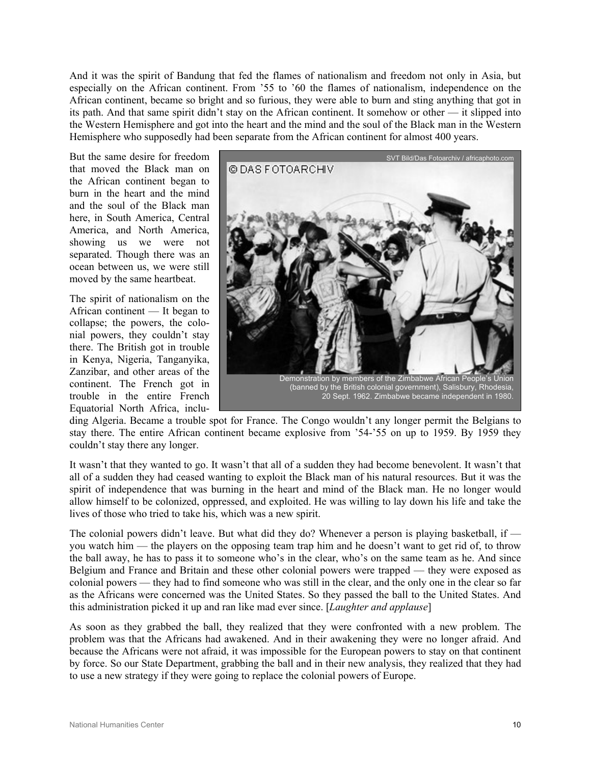And it was the spirit of Bandung that fed the flames of nationalism and freedom not only in Asia, but especially on the African continent. From '55 to '60 the flames of nationalism, independence on the African continent, became so bright and so furious, they were able to burn and sting anything that got in its path. And that same spirit didn't stay on the African continent. It somehow or other — it slipped into the Western Hemisphere and got into the heart and the mind and the soul of the Black man in the Western Hemisphere who supposedly had been separate from the African continent for almost 400 years.

But the same desire for freedom that moved the Black man on the African continent began to burn in the heart and the mind and the soul of the Black man here, in South America, Central America, and North America, showing us we were not separated. Though there was an ocean between us, we were still moved by the same heartbeat.

Demonstration by members of the Zimbabwe African People's Union (banned by the British colonial government), Salisbury, Rhodesia, 20 Sept. 1962. Zimbabwe became independent in 1980.

The spirit of nationalism on the African continent — It began to collapse; the powers, the colonial powers, they couldn't stay there. The British got in trouble in Kenya, Nigeria, Tanganyika, Zanzibar, and other areas of the continent. The French got in trouble in the entire French Equatorial North Africa, including Algeria. Became a trouble spot for France. The Congo wouldn't any longer permit the Belgians to stay there. The entire African continent became explosive from '54-'55 on up to 1959. By 1959 they couldn't stay there any longer.

It wasn't that they wanted to go. It wasn't that all of a sudden they had become benevolent. It wasn't that all of a sudden they had ceased wanting to exploit the Black man of his natural resources. But it was the spirit of independence that was burning in the heart and mind of the Black man. He no longer would allow himself to be colonized, oppressed, and exploited. He was willing to lay down his life and take the lives of those who tried to take his, which was a new spirit.

The colonial powers didn't leave. But what did they do? Whenever a person is playing basketball, if — you watch him — the players on the opposing team trap him and he doesn't want to get rid of, to throw the ball away, he has to pass it to someone who's in the clear, who's on the same team as he. And since Belgium and France and Britain and these other colonial powers were trapped — they were exposed as colonial powers — they had to find someone who was still in the clear, and the only one in the clear so far as the Africans were concerned was the United States. So they passed the ball to the United States. And this administration picked it up and ran like mad ever since. [*Laughter and applause*]

As soon as they grabbed the ball, they realized that they were confronted with a new problem. The problem was that the Africans had awakened. And in their awakening they were no longer afraid. And because the Africans were not afraid, it was impossible for the European powers to stay on that continent by force. So our State Department, grabbing the ball and in their new analysis, they realized that they had to use a new strategy if they were going to replace the colonial powers of Europe.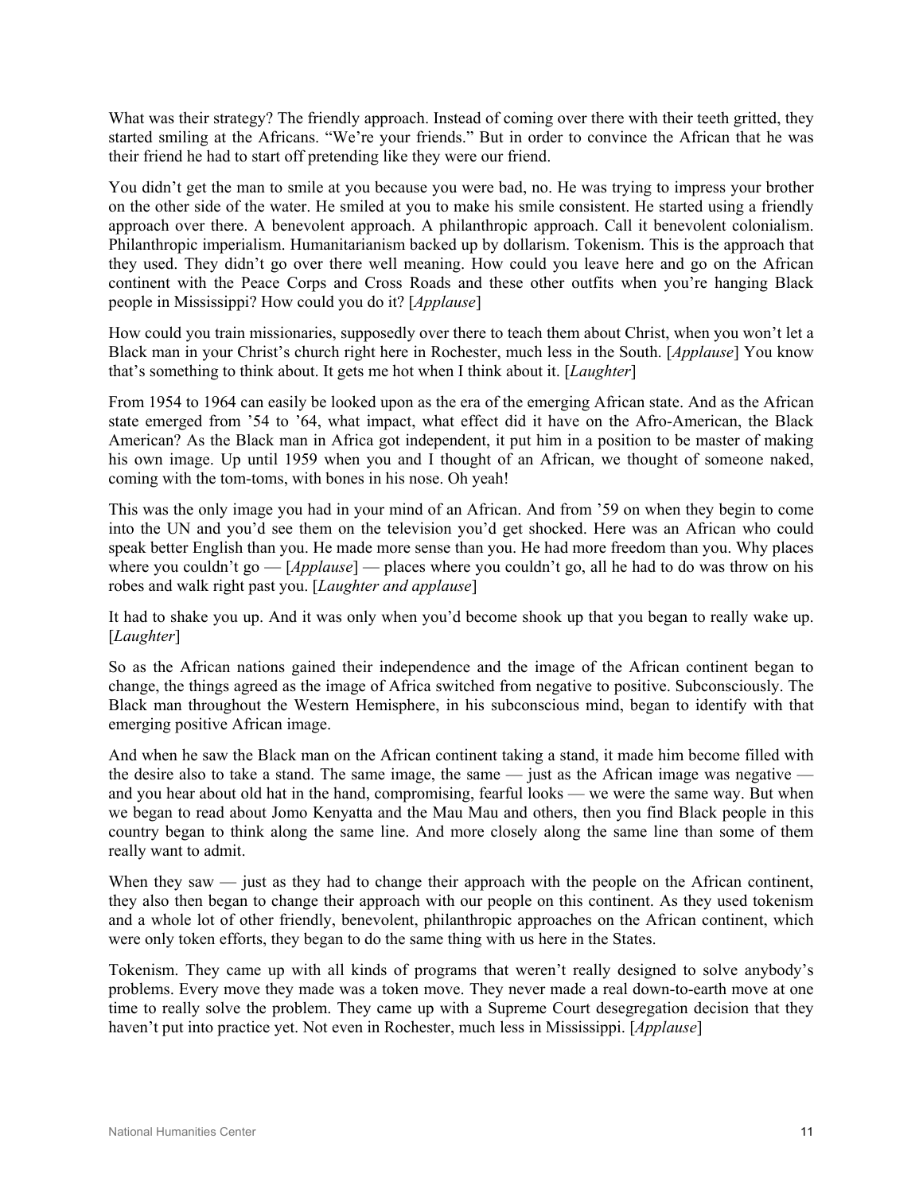What was their strategy? The friendly approach. Instead of coming over there with their teeth gritted, they started smiling at the Africans. "We're your friends." But in order to convince the African that he was their friend he had to start off pretending like they were our friend.

You didn't get the man to smile at you because you were bad, no. He was trying to impress your brother on the other side of the water. He smiled at you to make his smile consistent. He started using a friendly approach over there. A benevolent approach. A philanthropic approach. Call it benevolent colonialism. Philanthropic imperialism. Humanitarianism backed up by dollarism. Tokenism. This is the approach that they used. They didn't go over there well meaning. How could you leave here and go on the African continent with the Peace Corps and Cross Roads and these other outfits when you're hanging Black people in Mississippi? How could you do it? [*Applause*]

How could you train missionaries, supposedly over there to teach them about Christ, when you won't let a Black man in your Christ's church right here in Rochester, much less in the South. [*Applause*] You know that's something to think about. It gets me hot when I think about it. [*Laughter*]

From 1954 to 1964 can easily be looked upon as the era of the emerging African state. And as the African state emerged from '54 to '64, what impact, what effect did it have on the Afro-American, the Black American? As the Black man in Africa got independent, it put him in a position to be master of making his own image. Up until 1959 when you and I thought of an African, we thought of someone naked, coming with the tom-toms, with bones in his nose. Oh yeah!

This was the only image you had in your mind of an African. And from '59 on when they begin to come into the UN and you'd see them on the television you'd get shocked. Here was an African who could speak better English than you. He made more sense than you. He had more freedom than you. Why places where you couldn't go — [*Applause*] — places where you couldn't go, all he had to do was throw on his robes and walk right past you. [*Laughter and applause*]

It had to shake you up. And it was only when you'd become shook up that you began to really wake up. [*Laughter*]

So as the African nations gained their independence and the image of the African continent began to change, the things agreed as the image of Africa switched from negative to positive. Subconsciously. The Black man throughout the Western Hemisphere, in his subconscious mind, began to identify with that emerging positive African image.

And when he saw the Black man on the African continent taking a stand, it made him become filled with the desire also to take a stand. The same image, the same — just as the African image was negative — and you hear about old hat in the hand, compromising, fearful looks — we were the same way. But when we began to read about Jomo Kenyatta and the Mau Mau and others, then you find Black people in this country began to think along the same line. And more closely along the same line than some of them really want to admit.

When they saw — just as they had to change their approach with the people on the African continent, they also then began to change their approach with our people on this continent. As they used tokenism and a whole lot of other friendly, benevolent, philanthropic approaches on the African continent, which were only token efforts, they began to do the same thing with us here in the States.

Tokenism. They came up with all kinds of programs that weren't really designed to solve anybody's problems. Every move they made was a token move. They never made a real down-to-earth move at one time to really solve the problem. They came up with a Supreme Court desegregation decision that they haven't put into practice yet. Not even in Rochester, much less in Mississippi. [*Applause*]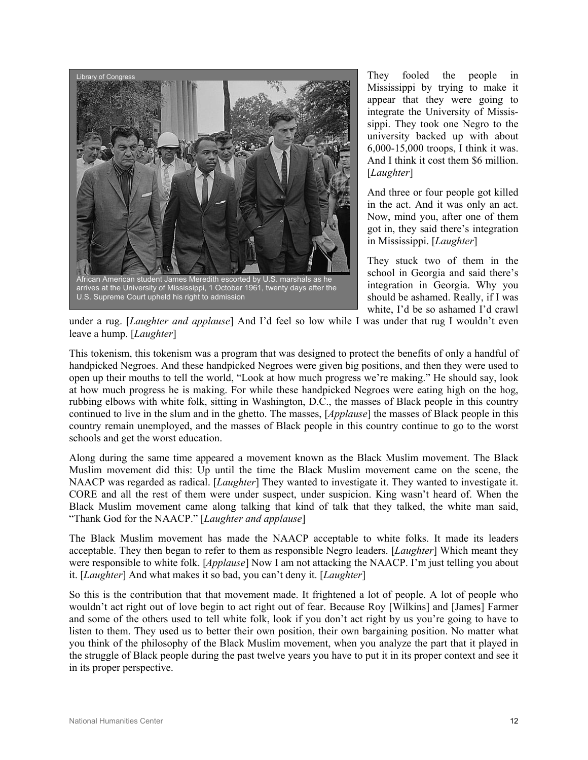Library of Congress

African American student James Meredith escorted by U.S. marshals as he arrives at the University of Mississippi, 1 October 1961, twenty days after the U.S. Supreme Court upheld his right to admission

They fooled the people in Mississippi by trying to make it appear that they were going to integrate the University of Mississippi. They took one Negro to the university backed up with about 6,000-15,000 troops, I think it was. And I think it cost them $6 million. [*Laughter*]

And three or four people got killed in the act. And it was only an act. Now, mind you, after one of them got in, they said there's integration in Mississippi. [*Laughter*]

They stuck two of them in the school in Georgia and said there's integration in Georgia. Why you should be ashamed. Really, if I was white, I'd be so ashamed I'd crawl under a rug. [*Laughter and applause*] And I'd feel so low while I was under that rug I wouldn't even leave a hump. [*Laughter*]

This tokenism, this tokenism was a program that was designed to protect the benefits of only a handful of handpicked Negroes. And these handpicked Negroes were given big positions, and then they were used to open up their mouths to tell the world, "Look at how much progress we're making." He should say, look at how much progress he is making. For while these handpicked Negroes were eating high on the hog, rubbing elbows with white folk, sitting in Washington, D.C., the masses of Black people in this country continued to live in the slum and in the ghetto. The masses, [*Applause*] the masses of Black people in this country remain unemployed, and the masses of Black people in this country continue to go to the worst schools and get the worst education.

Along during the same time appeared a movement known as the Black Muslim movement. The Black Muslim movement did this: Up until the time the Black Muslim movement came on the scene, the NAACP was regarded as radical. [*Laughter*] They wanted to investigate it. They wanted to investigate it. CORE and all the rest of them were under suspect, under suspicion. King wasn't heard of. When the Black Muslim movement came along talking that kind of talk that they talked, the white man said, "Thank God for the NAACP." [*Laughter and applause*]

The Black Muslim movement has made the NAACP acceptable to white folks. It made its leaders acceptable. They then began to refer to them as responsible Negro leaders. [*Laughter*] Which meant they were responsible to white folk. [*Applause*] Now I am not attacking the NAACP. I'm just telling you about it. [*Laughter*] And what makes it so bad, you can't deny it. [*Laughter*]

So this is the contribution that that movement made. It frightened a lot of people. A lot of people who wouldn't act right out of love begin to act right out of fear. Because Roy [Wilkins] and [James] Farmer and some of the others used to tell white folk, look if you don't act right by us you're going to have to listen to them. They used us to better their own position, their own bargaining position. No matter what you think of the philosophy of the Black Muslim movement, when you analyze the part that it played in the struggle of Black people during the past twelve years you have to put it in its proper context and see it in its proper perspective.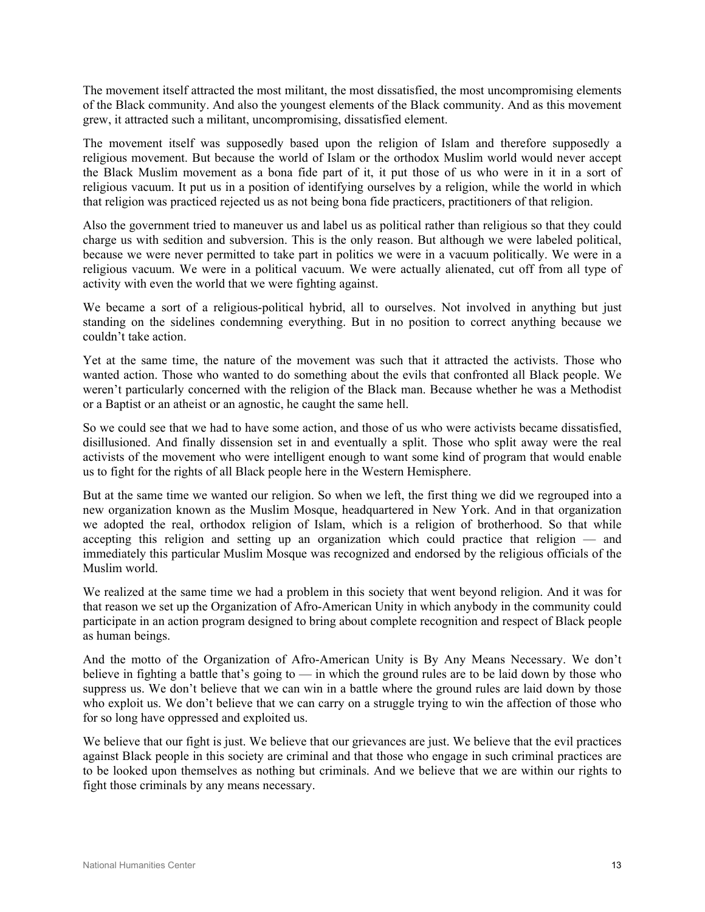The movement itself attracted the most militant, the most dissatisfied, the most uncompromising elements of the Black community. And also the youngest elements of the Black community. And as this movement grew, it attracted such a militant, uncompromising, dissatisfied element.

The movement itself was supposedly based upon the religion of Islam and therefore supposedly a religious movement. But because the world of Islam or the orthodox Muslim world would never accept the Black Muslim movement as a bona fide part of it, it put those of us who were in it in a sort of religious vacuum. It put us in a position of identifying ourselves by a religion, while the world in which that religion was practiced rejected us as not being bona fide practicers, practitioners of that religion.

Also the government tried to maneuver us and label us as political rather than religious so that they could charge us with sedition and subversion. This is the only reason. But although we were labeled political, because we were never permitted to take part in politics we were in a vacuum politically. We were in a religious vacuum. We were in a political vacuum. We were actually alienated, cut off from all type of activity with even the world that we were fighting against.

We became a sort of a religious-political hybrid, all to ourselves. Not involved in anything but just standing on the sidelines condemning everything. But in no position to correct anything because we couldn't take action.

Yet at the same time, the nature of the movement was such that it attracted the activists. Those who wanted action. Those who wanted to do something about the evils that confronted all Black people. We weren't particularly concerned with the religion of the Black man. Because whether he was a Methodist or a Baptist or an atheist or an agnostic, he caught the same hell.

So we could see that we had to have some action, and those of us who were activists became dissatisfied, disillusioned. And finally dissension set in and eventually a split. Those who split away were the real activists of the movement who were intelligent enough to want some kind of program that would enable us to fight for the rights of all Black people here in the Western Hemisphere.

But at the same time we wanted our religion. So when we left, the first thing we did we regrouped into a new organization known as the Muslim Mosque, headquartered in New York. And in that organization we adopted the real, orthodox religion of Islam, which is a religion of brotherhood. So that while accepting this religion and setting up an organization which could practice that religion — and immediately this particular Muslim Mosque was recognized and endorsed by the religious officials of the Muslim world.

We realized at the same time we had a problem in this society that went beyond religion. And it was for that reason we set up the Organization of Afro-American Unity in which anybody in the community could participate in an action program designed to bring about complete recognition and respect of Black people as human beings.

And the motto of the Organization of Afro-American Unity is By Any Means Necessary. We don't believe in fighting a battle that's going to — in which the ground rules are to be laid down by those who suppress us. We don't believe that we can win in a battle where the ground rules are laid down by those who exploit us. We don't believe that we can carry on a struggle trying to win the affection of those who for so long have oppressed and exploited us.

We believe that our fight is just. We believe that our grievances are just. We believe that the evil practices against Black people in this society are criminal and that those who engage in such criminal practices are to be looked upon themselves as nothing but criminals. And we believe that we are within our rights to fight those criminals by any means necessary.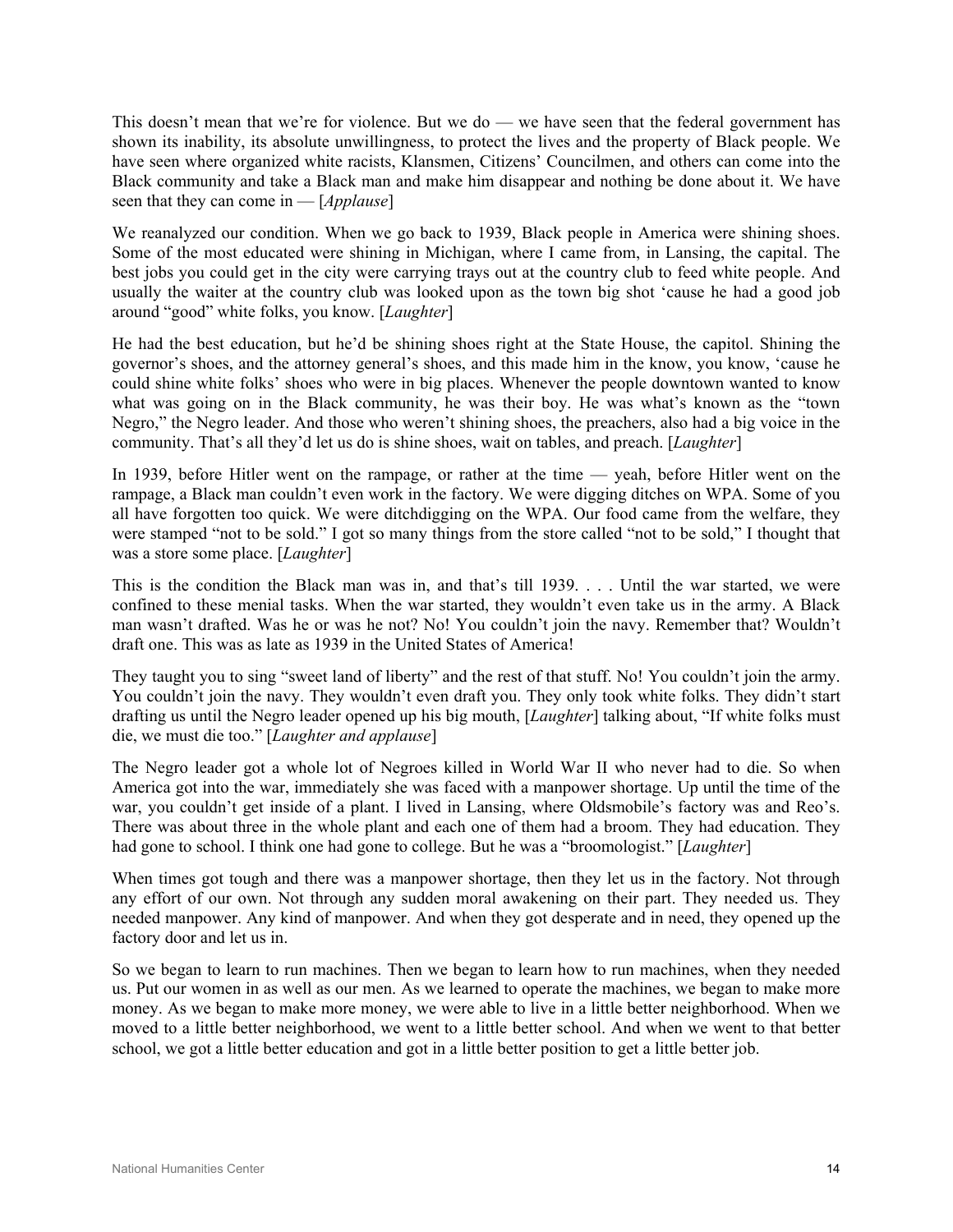This doesn't mean that we're for violence. But we do — we have seen that the federal government has shown its inability, its absolute unwillingness, to protect the lives and the property of Black people. We have seen where organized white racists, Klansmen, Citizens' Councilmen, and others can come into the Black community and take a Black man and make him disappear and nothing be done about it. We have seen that they can come in — [*Applause*]

We reanalyzed our condition. When we go back to 1939, Black people in America were shining shoes. Some of the most educated were shining in Michigan, where I came from, in Lansing, the capital. The best jobs you could get in the city were carrying trays out at the country club to feed white people. And usually the waiter at the country club was looked upon as the town big shot 'cause he had a good job around "good" white folks, you know. [*Laughter*]

He had the best education, but he'd be shining shoes right at the State House, the capitol. Shining the governor's shoes, and the attorney general's shoes, and this made him in the know, you know, 'cause he could shine white folks' shoes who were in big places. Whenever the people downtown wanted to know what was going on in the Black community, he was their boy. He was what's known as the "town Negro," the Negro leader. And those who weren't shining shoes, the preachers, also had a big voice in the community. That's all they'd let us do is shine shoes, wait on tables, and preach. [*Laughter*]

In 1939, before Hitler went on the rampage, or rather at the time — yeah, before Hitler went on the rampage, a Black man couldn't even work in the factory. We were digging ditches on WPA. Some of you all have forgotten too quick. We were ditchdigging on the WPA. Our food came from the welfare, they were stamped "not to be sold." I got so many things from the store called "not to be sold," I thought that was a store some place. [*Laughter*]

This is the condition the Black man was in, and that's till 1939. . . . Until the war started, we were confined to these menial tasks. When the war started, they wouldn't even take us in the army. A Black man wasn't drafted. Was he or was he not? No! You couldn't join the navy. Remember that? Wouldn't draft one. This was as late as 1939 in the United States of America!

They taught you to sing "sweet land of liberty" and the rest of that stuff. No! You couldn't join the army. You couldn't join the navy. They wouldn't even draft you. They only took white folks. They didn't start drafting us until the Negro leader opened up his big mouth, [*Laughter*] talking about, "If white folks must die, we must die too." [*Laughter and applause*]

The Negro leader got a whole lot of Negroes killed in World War II who never had to die. So when America got into the war, immediately she was faced with a manpower shortage. Up until the time of the war, you couldn't get inside of a plant. I lived in Lansing, where Oldsmobile's factory was and Reo's. There was about three in the whole plant and each one of them had a broom. They had education. They had gone to school. I think one had gone to college. But he was a "broomologist." [*Laughter*]

When times got tough and there was a manpower shortage, then they let us in the factory. Not through any effort of our own. Not through any sudden moral awakening on their part. They needed us. They needed manpower. Any kind of manpower. And when they got desperate and in need, they opened up the factory door and let us in.

So we began to learn to run machines. Then we began to learn how to run machines, when they needed us. Put our women in as well as our men. As we learned to operate the machines, we began to make more money. As we began to make more money, we were able to live in a little better neighborhood. When we moved to a little better neighborhood, we went to a little better school. And when we went to that better school, we got a little better education and got in a little better position to get a little better job.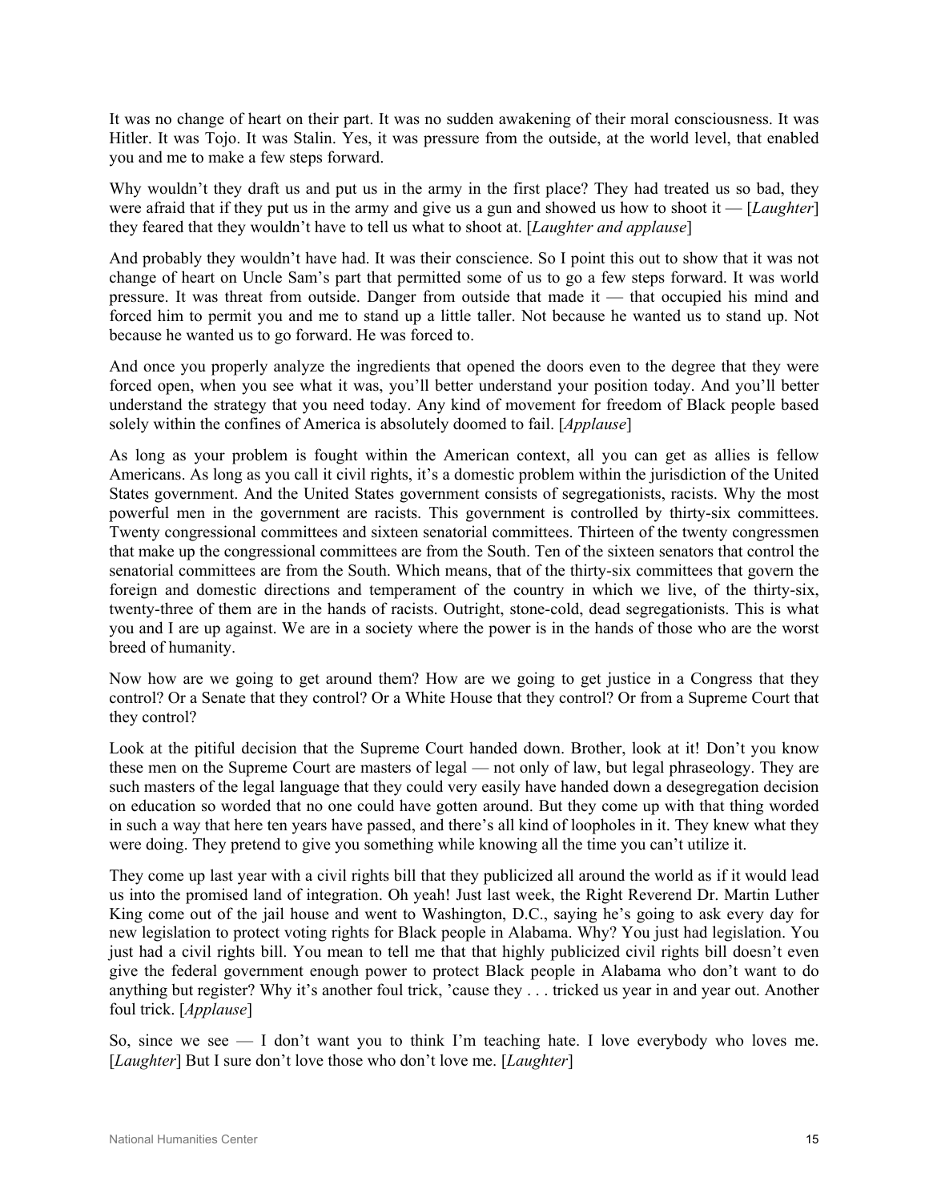It was no change of heart on their part. It was no sudden awakening of their moral consciousness. It was Hitler. It was Tojo. It was Stalin. Yes, it was pressure from the outside, at the world level, that enabled you and me to make a few steps forward.

Why wouldn't they draft us and put us in the army in the first place? They had treated us so bad, they were afraid that if they put us in the army and give us a gun and showed us how to shoot it — [*Laughter*] they feared that they wouldn't have to tell us what to shoot at. [*Laughter and applause*]

And probably they wouldn't have had. It was their conscience. So I point this out to show that it was not change of heart on Uncle Sam's part that permitted some of us to go a few steps forward. It was world pressure. It was threat from outside. Danger from outside that made it — that occupied his mind and forced him to permit you and me to stand up a little taller. Not because he wanted us to stand up. Not because he wanted us to go forward. He was forced to.

And once you properly analyze the ingredients that opened the doors even to the degree that they were forced open, when you see what it was, you'll better understand your position today. And you'll better understand the strategy that you need today. Any kind of movement for freedom of Black people based solely within the confines of America is absolutely doomed to fail. [*Applause*]

As long as your problem is fought within the American context, all you can get as allies is fellow Americans. As long as you call it civil rights, it's a domestic problem within the jurisdiction of the United States government. And the United States government consists of segregationists, racists. Why the most powerful men in the government are racists. This government is controlled by thirty-six committees. Twenty congressional committees and sixteen senatorial committees. Thirteen of the twenty congressmen that make up the congressional committees are from the South. Ten of the sixteen senators that control the senatorial committees are from the South. Which means, that of the thirty-six committees that govern the foreign and domestic directions and temperament of the country in which we live, of the thirty-six, twenty-three of them are in the hands of racists. Outright, stone-cold, dead segregationists. This is what you and I are up against. We are in a society where the power is in the hands of those who are the worst breed of humanity.

Now how are we going to get around them? How are we going to get justice in a Congress that they control? Or a Senate that they control? Or a White House that they control? Or from a Supreme Court that they control?

Look at the pitiful decision that the Supreme Court handed down. Brother, look at it! Don't you know these men on the Supreme Court are masters of legal — not only of law, but legal phraseology. They are such masters of the legal language that they could very easily have handed down a desegregation decision on education so worded that no one could have gotten around. But they come up with that thing worded in such a way that here ten years have passed, and there's all kind of loopholes in it. They knew what they were doing. They pretend to give you something while knowing all the time you can't utilize it.

They come up last year with a civil rights bill that they publicized all around the world as if it would lead us into the promised land of integration. Oh yeah! Just last week, the Right Reverend Dr. Martin Luther King come out of the jail house and went to Washington, D.C., saying he's going to ask every day for new legislation to protect voting rights for Black people in Alabama. Why? You just had legislation. You just had a civil rights bill. You mean to tell me that that highly publicized civil rights bill doesn't even give the federal government enough power to protect Black people in Alabama who don't want to do anything but register? Why it's another foul trick, 'cause they . . . tricked us year in and year out. Another foul trick. [*Applause*]

So, since we see — I don't want you to think I'm teaching hate. I love everybody who loves me. [*Laughter*] But I sure don't love those who don't love me. [*Laughter*]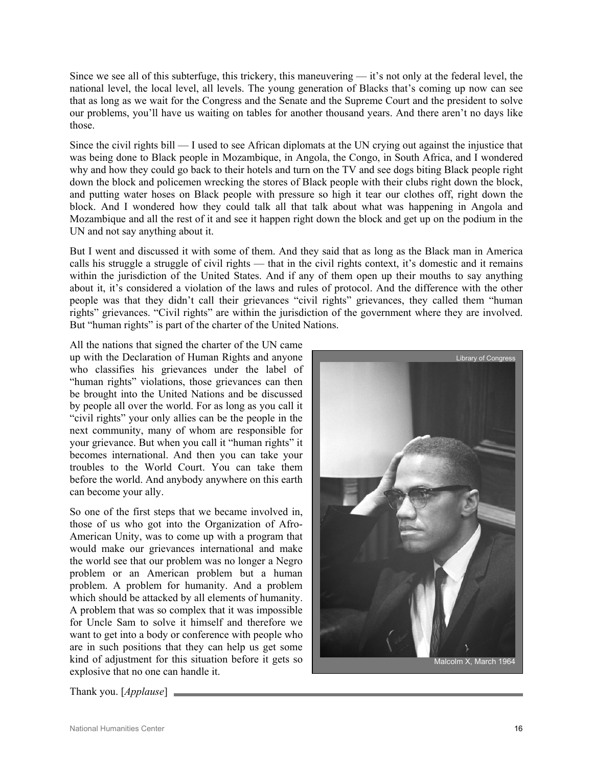Since we see all of this subterfuge, this trickery, this maneuvering — it's not only at the federal level, the national level, the local level, all levels. The young generation of Blacks that's coming up now can see that as long as we wait for the Congress and the Senate and the Supreme Court and the president to solve our problems, you'll have us waiting on tables for another thousand years. And there aren't no days like those.

Since the civil rights bill — I used to see African diplomats at the UN crying out against the injustice that was being done to Black people in Mozambique, in Angola, the Congo, in South Africa, and I wondered why and how they could go back to their hotels and turn on the TV and see dogs biting Black people right down the block and policemen wrecking the stores of Black people with their clubs right down the block, and putting water hoses on Black people with pressure so high it tear our clothes off, right down the block. And I wondered how they could talk all that talk about what was happening in Angola and Mozambique and all the rest of it and see it happen right down the block and get up on the podium in the UN and not say anything about it.

But I went and discussed it with some of them. And they said that as long as the Black man in America calls his struggle a struggle of civil rights — that in the civil rights context, it's domestic and it remains within the jurisdiction of the United States. And if any of them open up their mouths to say anything about it, it's considered a violation of the laws and rules of protocol. And the difference with the other people was that they didn't call their grievances "civil rights" grievances, they called them "human rights" grievances. "Civil rights" are within the jurisdiction of the government where they are involved. But "human rights" is part of the charter of the United Nations.

All the nations that signed the charter of the UN came up with the Declaration of Human Rights and anyone who classifies his grievances under the label of "human rights" violations, those grievances can then be brought into the United Nations and be discussed by people all over the world. For as long as you call it "civil rights" your only allies can be the people in the next community, many of whom are responsible for your grievance. But when you call it "human rights" it becomes international. And then you can take your troubles to the World Court. You can take them before the world. And anybody anywhere on this earth can become your ally.

Library of Congress

Malcolm X, March 1964

So one of the first steps that we became involved in, those of us who got into the Organization of Afro-American Unity, was to come up with a program that would make our grievances international and make the world see that our problem was no longer a Negro problem or an American problem but a human problem. A problem for humanity. And a problem which should be attacked by all elements of humanity. A problem that was so complex that it was impossible for Uncle Sam to solve it himself and therefore we want to get into a body or conference with people who are in such positions that they can help us get some kind of adjustment for this situation before it gets so explosive that no one can handle it.

Thank you. [*Applause*]